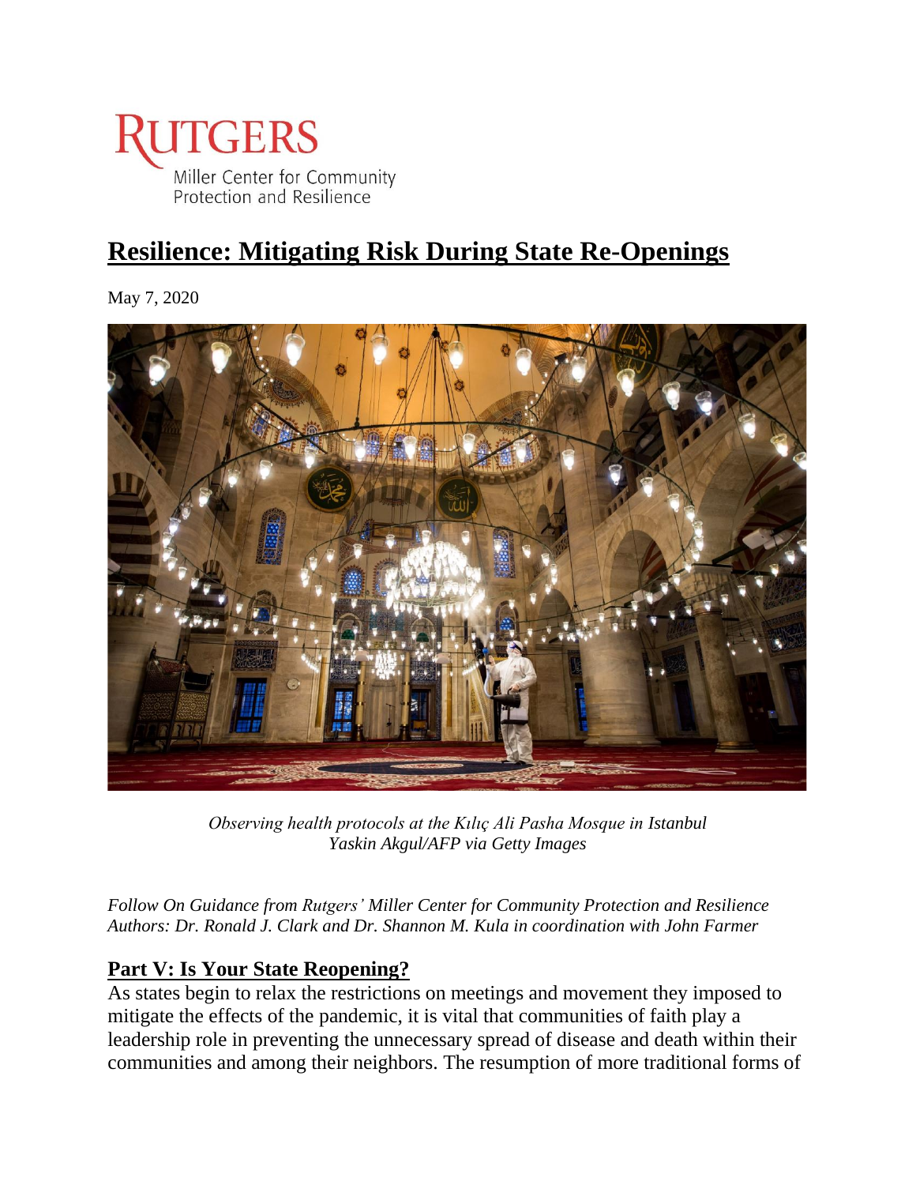Rutgers
Miller Center for Community Protection and Resilience

# Resilience: Mitigating Risk During State Re-Openings

May 7, 2020

*Observing health protocols at the Kılıç Ali Pasha Mosque in Istanbul*
*Yaskin Akgul/AFP via Getty Images*

*Follow On Guidance from Rutgers' Miller Center for Community Protection and Resilience*
*Authors: Dr. Ronald J. Clark and Dr. Shannon M. Kula in coordination with John Farmer*

## Part V: Is Your State Reopening?

As states begin to relax the restrictions on meetings and movement they imposed to mitigate the effects of the pandemic, it is vital that communities of faith play a leadership role in preventing the unnecessary spread of disease and death within their communities and among their neighbors. The resumption of more traditional forms of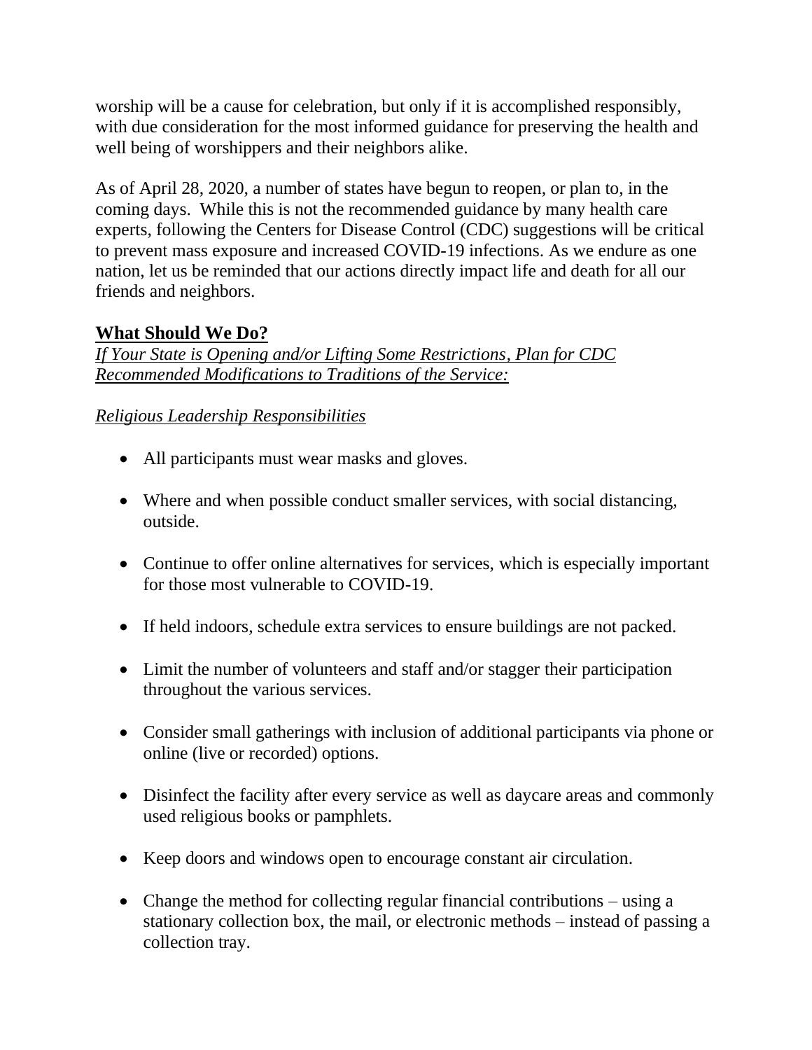worship will be a cause for celebration, but only if it is accomplished responsibly, with due consideration for the most informed guidance for preserving the health and well being of worshippers and their neighbors alike.

As of April 28, 2020, a number of states have begun to reopen, or plan to, in the coming days. While this is not the recommended guidance by many health care experts, following the Centers for Disease Control (CDC) suggestions will be critical to prevent mass exposure and increased COVID-19 infections. As we endure as one nation, let us be reminded that our actions directly impact life and death for all our friends and neighbors.

## What Should We Do?

*If Your State is Opening and/or Lifting Some Restrictions, Plan for CDC Recommended Modifications to Traditions of the Service:*

*Religious Leadership Responsibilities*

- All participants must wear masks and gloves.
- Where and when possible conduct smaller services, with social distancing, outside.
- Continue to offer online alternatives for services, which is especially important for those most vulnerable to COVID-19.
- If held indoors, schedule extra services to ensure buildings are not packed.
- Limit the number of volunteers and staff and/or stagger their participation throughout the various services.
- Consider small gatherings with inclusion of additional participants via phone or online (live or recorded) options.
- Disinfect the facility after every service as well as daycare areas and commonly used religious books or pamphlets.
- Keep doors and windows open to encourage constant air circulation.
- Change the method for collecting regular financial contributions – using a stationary collection box, the mail, or electronic methods – instead of passing a collection tray.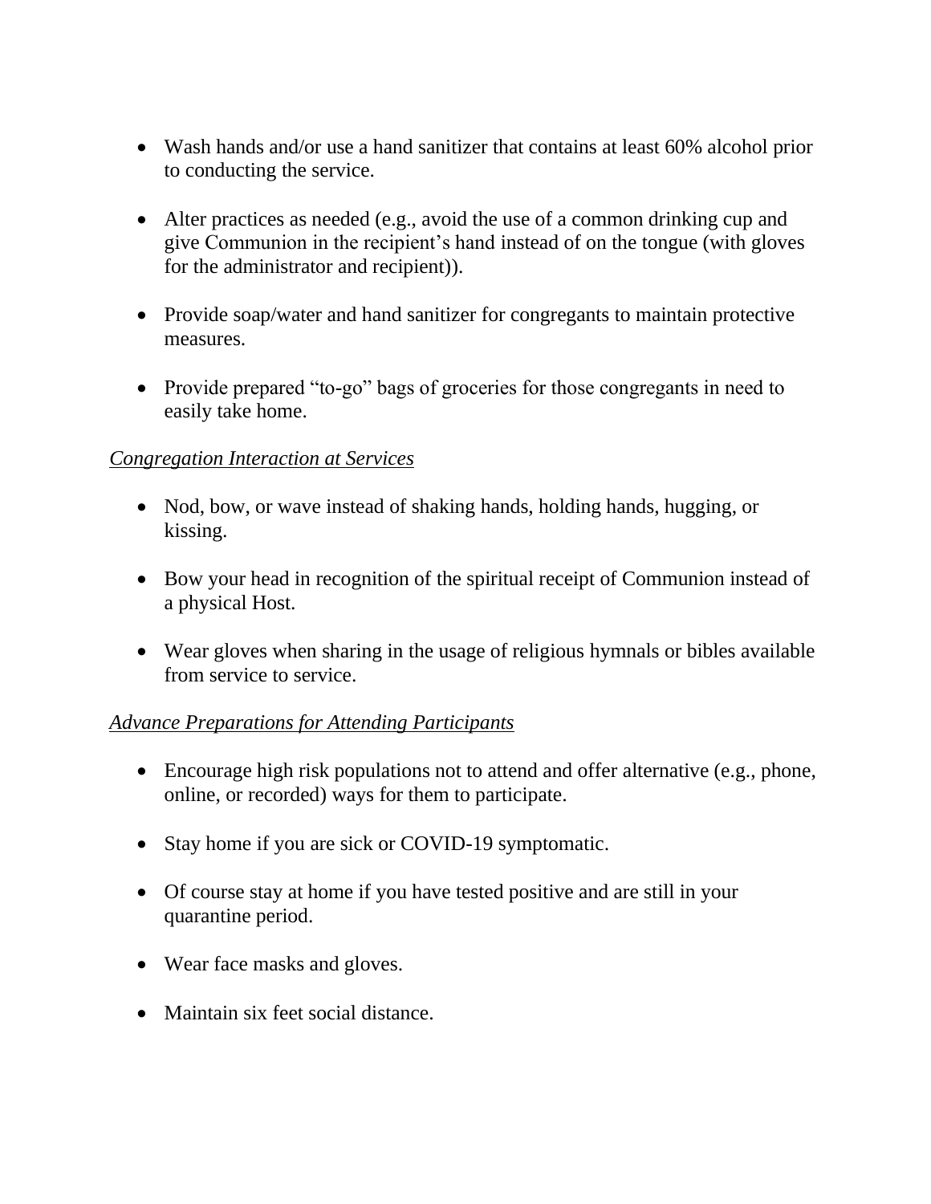- Wash hands and/or use a hand sanitizer that contains at least 60% alcohol prior to conducting the service.

- Alter practices as needed (e.g., avoid the use of a common drinking cup and give Communion in the recipient's hand instead of on the tongue (with gloves for the administrator and recipient)).

- Provide soap/water and hand sanitizer for congregants to maintain protective measures.

- Provide prepared "to-go" bags of groceries for those congregants in need to easily take home.

*Congregation Interaction at Services*

- Nod, bow, or wave instead of shaking hands, holding hands, hugging, or kissing.

- Bow your head in recognition of the spiritual receipt of Communion instead of a physical Host.

- Wear gloves when sharing in the usage of religious hymnals or bibles available from service to service.

*Advance Preparations for Attending Participants*

- Encourage high risk populations not to attend and offer alternative (e.g., phone, online, or recorded) ways for them to participate.

- Stay home if you are sick or COVID-19 symptomatic.

- Of course stay at home if you have tested positive and are still in your quarantine period.

- Wear face masks and gloves.

- Maintain six feet social distance.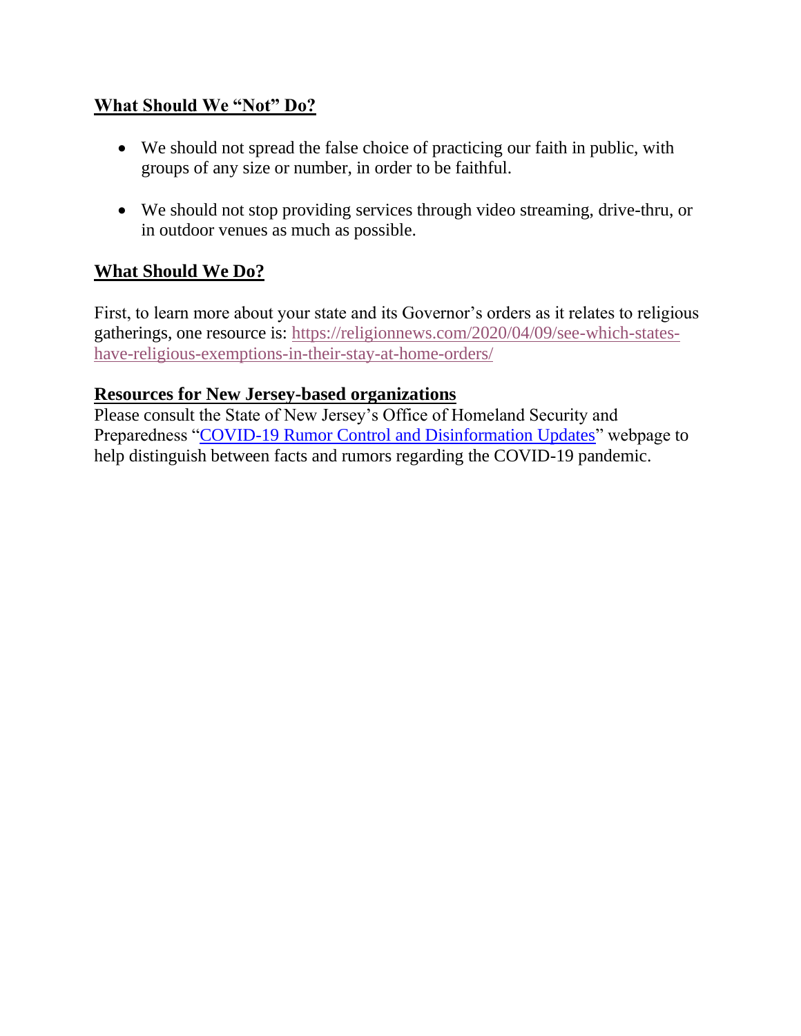## **What Should We "Not" Do?**

- We should not spread the false choice of practicing our faith in public, with groups of any size or number, in order to be faithful.
- We should not stop providing services through video streaming, drive-thru, or in outdoor venues as much as possible.

## **What Should We Do?**

First, to learn more about your state and its Governor's orders as it relates to religious gatherings, one resource is: https://religionnews.com/2020/04/09/see-which-states-have-religious-exemptions-in-their-stay-at-home-orders/

### **Resources for New Jersey-based organizations**

Please consult the State of New Jersey's Office of Homeland Security and Preparedness "COVID-19 Rumor Control and Disinformation Updates" webpage to help distinguish between facts and rumors regarding the COVID-19 pandemic.